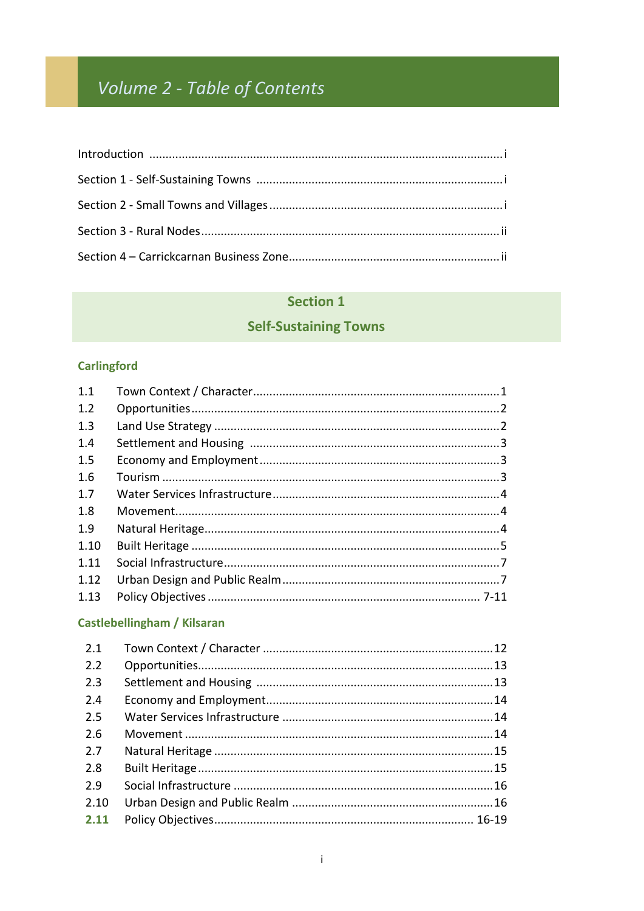# Volume 2 - Table of Contents

| | |
|---|---|
| Introduction | i |
| Section 1 - Self-Sustaining Towns | i |
| Section 2 - Small Towns and Villages | i |
| Section 3 - Rural Nodes | ii |
| Section 4 – Carrickcarnan Business Zone | ii |

## Section 1
## Self-Sustaining Towns

### Carlingford

| | | |
|---|---|---|
| 1.1 | Town Context / Character | 1 |
| 1.2 | Opportunities | 2 |
| 1.3 | Land Use Strategy | 2 |
| 1.4 | Settlement and Housing | 3 |
| 1.5 | Economy and Employment | 3 |
| 1.6 | Tourism | 3 |
| 1.7 | Water Services Infrastructure | 4 |
| 1.8 | Movement | 4 |
| 1.9 | Natural Heritage | 4 |
| 1.10 | Built Heritage | 5 |
| 1.11 | Social Infrastructure | 7 |
| 1.12 | Urban Design and Public Realm | 7 |
| 1.13 | Policy Objectives | 7-11 |

### Castlebellingham / Kilsaran

| | | |
|---|---|---|
| 2.1 | Town Context / Character | 12 |
| 2.2 | Opportunities | 13 |
| 2.3 | Settlement and Housing | 13 |
| 2.4 | Economy and Employment | 14 |
| 2.5 | Water Services Infrastructure | 14 |
| 2.6 | Movement | 14 |
| 2.7 | Natural Heritage | 15 |
| 2.8 | Built Heritage | 15 |
| 2.9 | Social Infrastructure | 16 |
| 2.10 | Urban Design and Public Realm | 16 |
| 2.11 | Policy Objectives | 16-19 |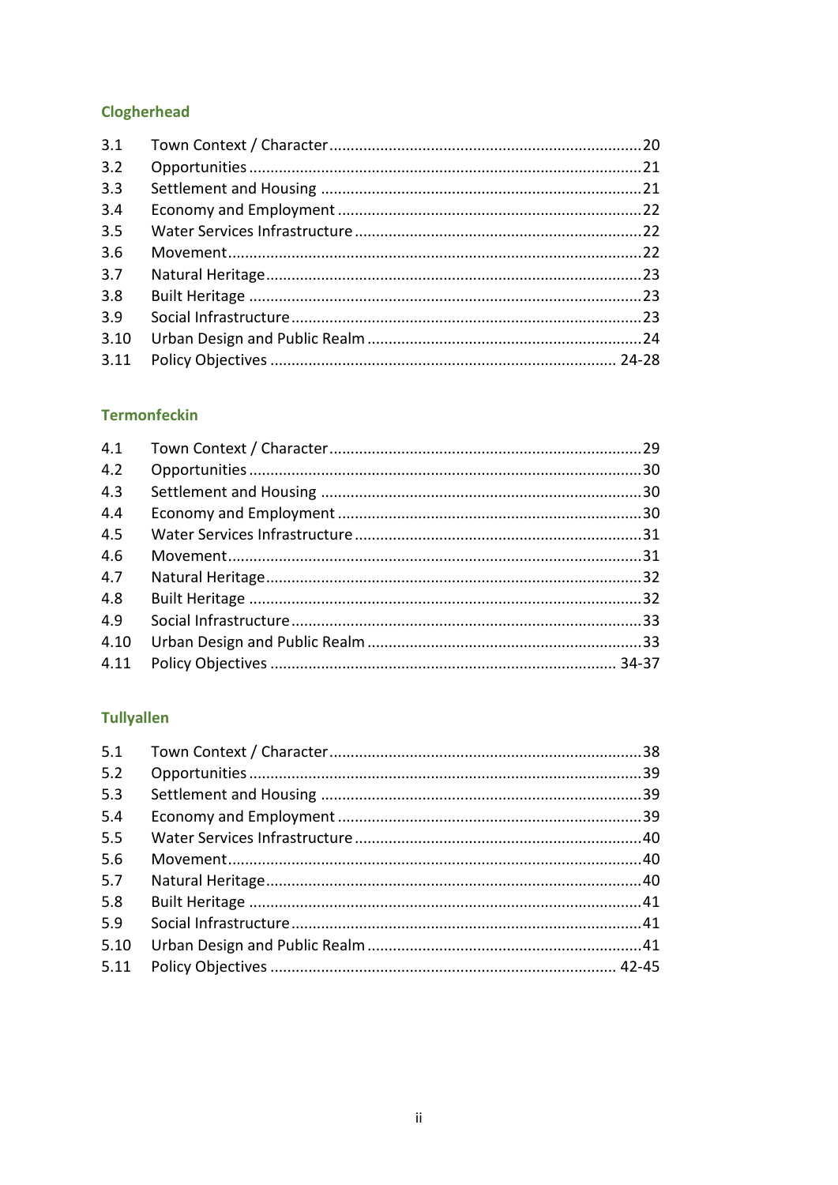## Clogherhead

| | | |
|---|---|---|
| 3.1 | Town Context / Character | 20 |
| 3.2 | Opportunities | 21 |
| 3.3 | Settlement and Housing | 21 |
| 3.4 | Economy and Employment | 22 |
| 3.5 | Water Services Infrastructure | 22 |
| 3.6 | Movement | 22 |
| 3.7 | Natural Heritage | 23 |
| 3.8 | Built Heritage | 23 |
| 3.9 | Social Infrastructure | 23 |
| 3.10 | Urban Design and Public Realm | 24 |
| 3.11 | Policy Objectives | 24-28 |

## Termonfeckin

| | | |
|---|---|---|
| 4.1 | Town Context / Character | 29 |
| 4.2 | Opportunities | 30 |
| 4.3 | Settlement and Housing | 30 |
| 4.4 | Economy and Employment | 30 |
| 4.5 | Water Services Infrastructure | 31 |
| 4.6 | Movement | 31 |
| 4.7 | Natural Heritage | 32 |
| 4.8 | Built Heritage | 32 |
| 4.9 | Social Infrastructure | 33 |
| 4.10 | Urban Design and Public Realm | 33 |
| 4.11 | Policy Objectives | 34-37 |

## Tullyallen

| | | |
|---|---|---|
| 5.1 | Town Context / Character | 38 |
| 5.2 | Opportunities | 39 |
| 5.3 | Settlement and Housing | 39 |
| 5.4 | Economy and Employment | 39 |
| 5.5 | Water Services Infrastructure | 40 |
| 5.6 | Movement | 40 |
| 5.7 | Natural Heritage | 40 |
| 5.8 | Built Heritage | 41 |
| 5.9 | Social Infrastructure | 41 |
| 5.10 | Urban Design and Public Realm | 41 |
| 5.11 | Policy Objectives | 42-45 |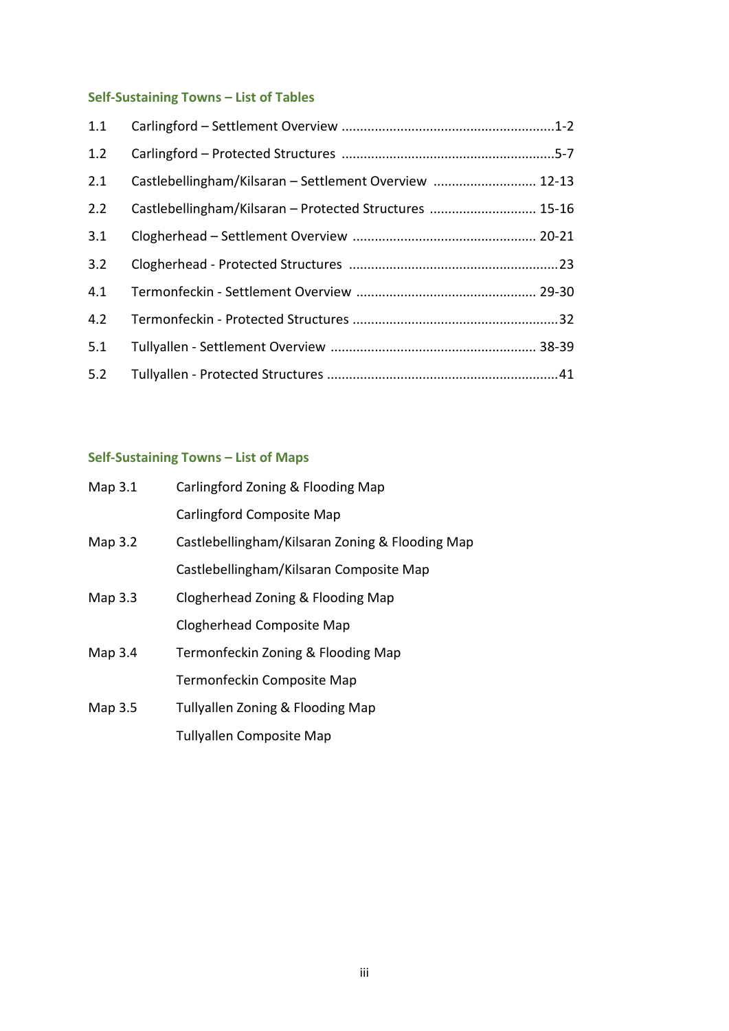## Self-Sustaining Towns – List of Tables

| | | |
|---|---|---|
| 1.1 | Carlingford – Settlement Overview | 1-2 |
| 1.2 | Carlingford – Protected Structures | 5-7 |
| 2.1 | Castlebellingham/Kilsaran – Settlement Overview | 12-13 |
| 2.2 | Castlebellingham/Kilsaran – Protected Structures | 15-16 |
| 3.1 | Clogherhead – Settlement Overview | 20-21 |
| 3.2 | Clogherhead - Protected Structures | 23 |
| 4.1 | Termonfeckin - Settlement Overview | 29-30 |
| 4.2 | Termonfeckin - Protected Structures | 32 |
| 5.1 | Tullyallen - Settlement Overview | 38-39 |
| 5.2 | Tullyallen - Protected Structures | 41 |

## Self-Sustaining Towns – List of Maps

| | |
|---|---|
| Map 3.1 | Carlingford Zoning & Flooding Map |
| | Carlingford Composite Map |
| Map 3.2 | Castlebellingham/Kilsaran Zoning & Flooding Map |
| | Castlebellingham/Kilsaran Composite Map |
| Map 3.3 | Clogherhead Zoning & Flooding Map |
| | Clogherhead Composite Map |
| Map 3.4 | Termonfeckin Zoning & Flooding Map |
| | Termonfeckin Composite Map |
| Map 3.5 | Tullyallen Zoning & Flooding Map |
| | Tullyallen Composite Map |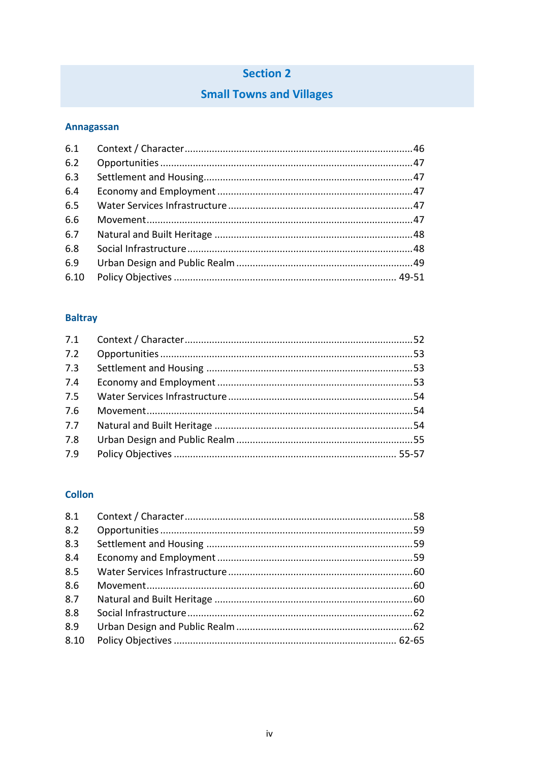## Section 2

## Small Towns and Villages

### Annagassan

| | | |
|---|---|---|
| 6.1 | Context / Character | 46 |
| 6.2 | Opportunities | 47 |
| 6.3 | Settlement and Housing | 47 |
| 6.4 | Economy and Employment | 47 |
| 6.5 | Water Services Infrastructure | 47 |
| 6.6 | Movement | 47 |
| 6.7 | Natural and Built Heritage | 48 |
| 6.8 | Social Infrastructure | 48 |
| 6.9 | Urban Design and Public Realm | 49 |
| 6.10 | Policy Objectives | 49-51 |

### Baltray

| | | |
|---|---|---|
| 7.1 | Context / Character | 52 |
| 7.2 | Opportunities | 53 |
| 7.3 | Settlement and Housing | 53 |
| 7.4 | Economy and Employment | 53 |
| 7.5 | Water Services Infrastructure | 54 |
| 7.6 | Movement | 54 |
| 7.7 | Natural and Built Heritage | 54 |
| 7.8 | Urban Design and Public Realm | 55 |
| 7.9 | Policy Objectives | 55-57 |

### Collon

| | | |
|---|---|---|
| 8.1 | Context / Character | 58 |
| 8.2 | Opportunities | 59 |
| 8.3 | Settlement and Housing | 59 |
| 8.4 | Economy and Employment | 59 |
| 8.5 | Water Services Infrastructure | 60 |
| 8.6 | Movement | 60 |
| 8.7 | Natural and Built Heritage | 60 |
| 8.8 | Social Infrastructure | 62 |
| 8.9 | Urban Design and Public Realm | 62 |
| 8.10 | Policy Objectives | 62-65 |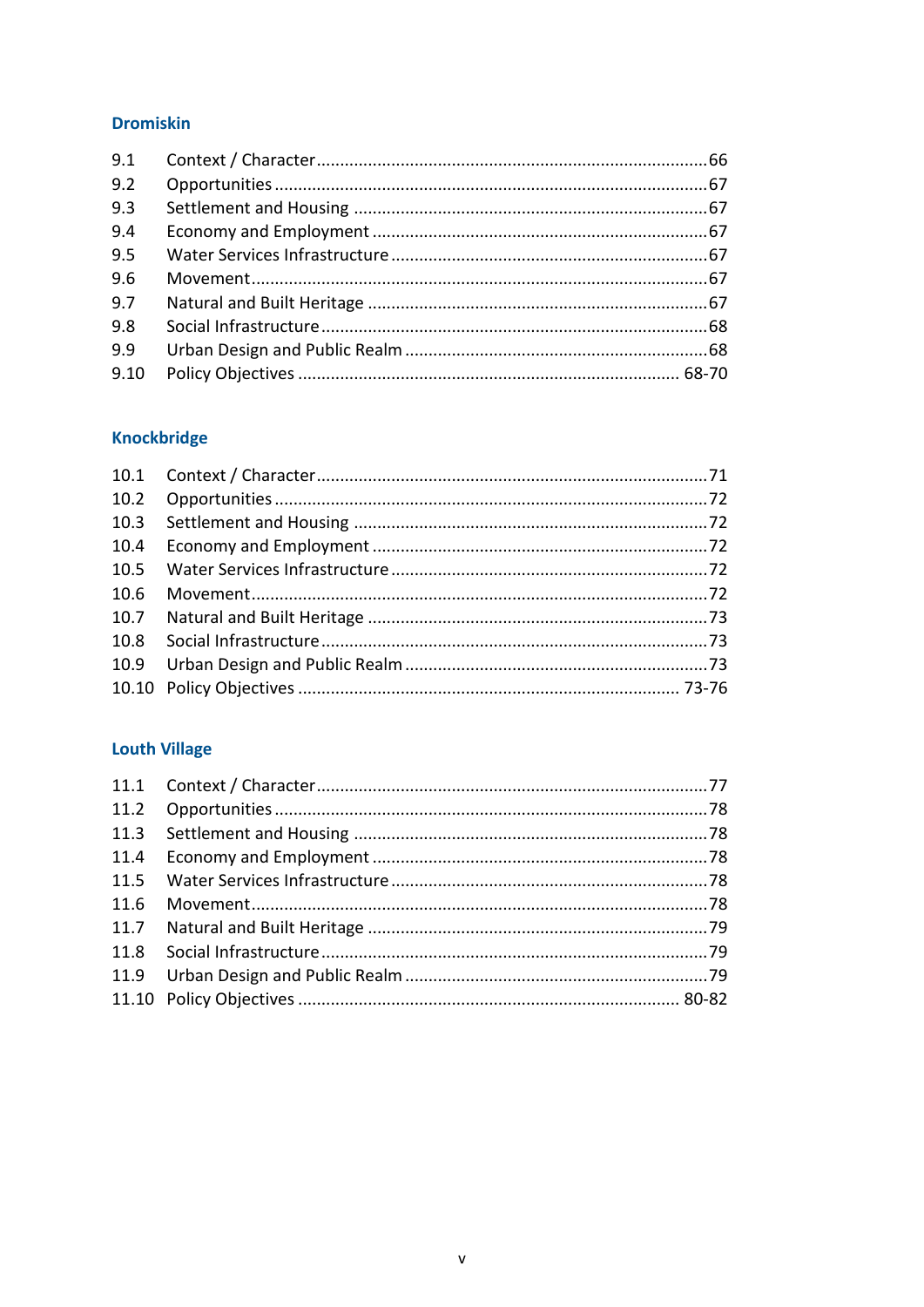## Dromiskin

| | | |
|---|---|---|
| 9.1 | Context / Character | 66 |
| 9.2 | Opportunities | 67 |
| 9.3 | Settlement and Housing | 67 |
| 9.4 | Economy and Employment | 67 |
| 9.5 | Water Services Infrastructure | 67 |
| 9.6 | Movement | 67 |
| 9.7 | Natural and Built Heritage | 67 |
| 9.8 | Social Infrastructure | 68 |
| 9.9 | Urban Design and Public Realm | 68 |
| 9.10 | Policy Objectives | 68-70 |

## Knockbridge

| | | |
|---|---|---|
| 10.1 | Context / Character | 71 |
| 10.2 | Opportunities | 72 |
| 10.3 | Settlement and Housing | 72 |
| 10.4 | Economy and Employment | 72 |
| 10.5 | Water Services Infrastructure | 72 |
| 10.6 | Movement | 72 |
| 10.7 | Natural and Built Heritage | 73 |
| 10.8 | Social Infrastructure | 73 |
| 10.9 | Urban Design and Public Realm | 73 |
| 10.10 | Policy Objectives | 73-76 |

## Louth Village

| | | |
|---|---|---|
| 11.1 | Context / Character | 77 |
| 11.2 | Opportunities | 78 |
| 11.3 | Settlement and Housing | 78 |
| 11.4 | Economy and Employment | 78 |
| 11.5 | Water Services Infrastructure | 78 |
| 11.6 | Movement | 78 |
| 11.7 | Natural and Built Heritage | 79 |
| 11.8 | Social Infrastructure | 79 |
| 11.9 | Urban Design and Public Realm | 79 |
| 11.10 | Policy Objectives | 80-82 |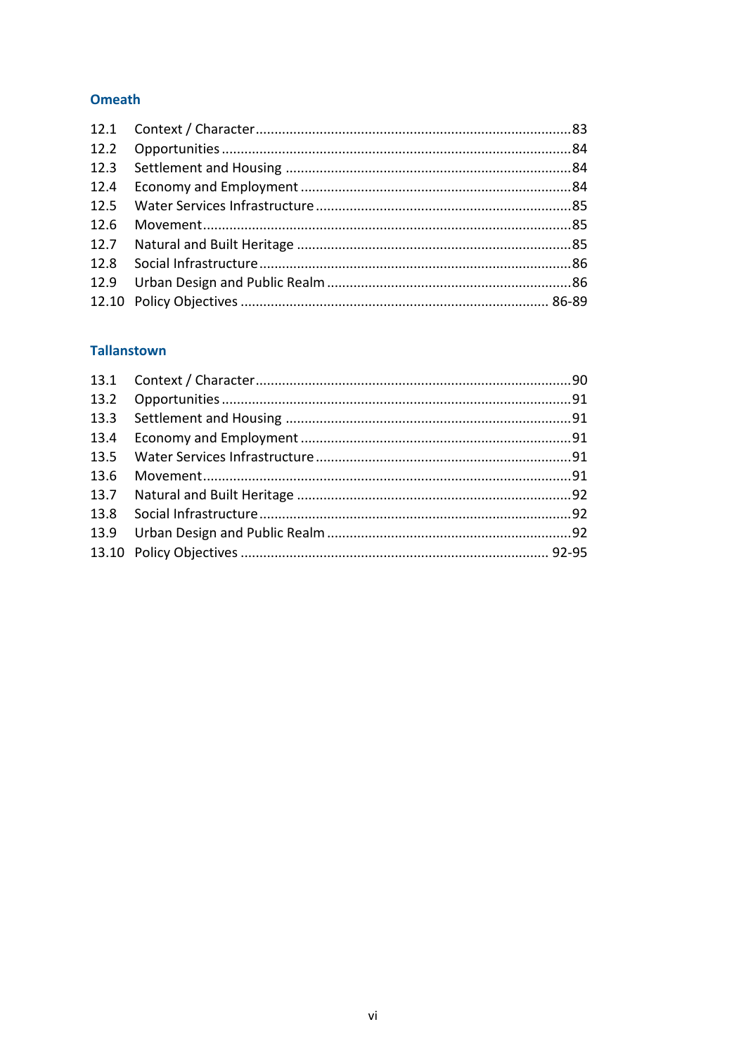## Omeath

| | | |
|---|---|---|
| 12.1 | Context / Character | 83 |
| 12.2 | Opportunities | 84 |
| 12.3 | Settlement and Housing | 84 |
| 12.4 | Economy and Employment | 84 |
| 12.5 | Water Services Infrastructure | 85 |
| 12.6 | Movement | 85 |
| 12.7 | Natural and Built Heritage | 85 |
| 12.8 | Social Infrastructure | 86 |
| 12.9 | Urban Design and Public Realm | 86 |
| 12.10 | Policy Objectives | 86-89 |

## Tallanstown

| | | |
|---|---|---|
| 13.1 | Context / Character | 90 |
| 13.2 | Opportunities | 91 |
| 13.3 | Settlement and Housing | 91 |
| 13.4 | Economy and Employment | 91 |
| 13.5 | Water Services Infrastructure | 91 |
| 13.6 | Movement | 91 |
| 13.7 | Natural and Built Heritage | 92 |
| 13.8 | Social Infrastructure | 92 |
| 13.9 | Urban Design and Public Realm | 92 |
| 13.10 | Policy Objectives | 92-95 |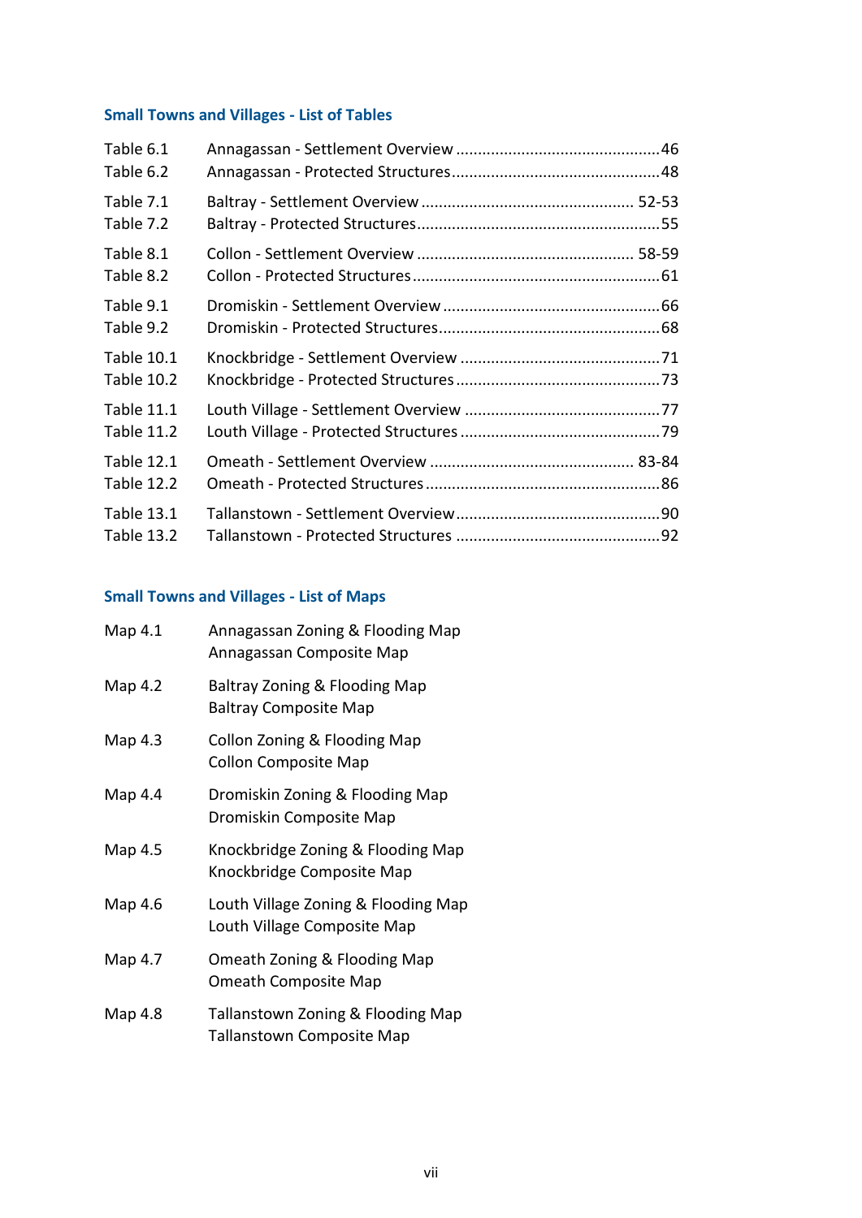## Small Towns and Villages - List of Tables

| Table | Title | Page |
|---|---|---|
| Table 6.1 | Annagassan - Settlement Overview | 46 |
| Table 6.2 | Annagassan - Protected Structures | 48 |
| Table 7.1 | Baltray - Settlement Overview | 52-53 |
| Table 7.2 | Baltray - Protected Structures | 55 |
| Table 8.1 | Collon - Settlement Overview | 58-59 |
| Table 8.2 | Collon - Protected Structures | 61 |
| Table 9.1 | Dromiskin - Settlement Overview | 66 |
| Table 9.2 | Dromiskin - Protected Structures | 68 |
| Table 10.1 | Knockbridge - Settlement Overview | 71 |
| Table 10.2 | Knockbridge - Protected Structures | 73 |
| Table 11.1 | Louth Village - Settlement Overview | 77 |
| Table 11.2 | Louth Village - Protected Structures | 79 |
| Table 12.1 | Omeath - Settlement Overview | 83-84 |
| Table 12.2 | Omeath - Protected Structures | 86 |
| Table 13.1 | Tallanstown - Settlement Overview | 90 |
| Table 13.2 | Tallanstown - Protected Structures | 92 |

## Small Towns and Villages - List of Maps

| Map | Title |
|---|---|
| Map 4.1 | Annagassan Zoning & Flooding Map<br>Annagassan Composite Map |
| Map 4.2 | Baltray Zoning & Flooding Map<br>Baltray Composite Map |
| Map 4.3 | Collon Zoning & Flooding Map<br>Collon Composite Map |
| Map 4.4 | Dromiskin Zoning & Flooding Map<br>Dromiskin Composite Map |
| Map 4.5 | Knockbridge Zoning & Flooding Map<br>Knockbridge Composite Map |
| Map 4.6 | Louth Village Zoning & Flooding Map<br>Louth Village Composite Map |
| Map 4.7 | Omeath Zoning & Flooding Map<br>Omeath Composite Map |
| Map 4.8 | Tallanstown Zoning & Flooding Map<br>Tallanstown Composite Map |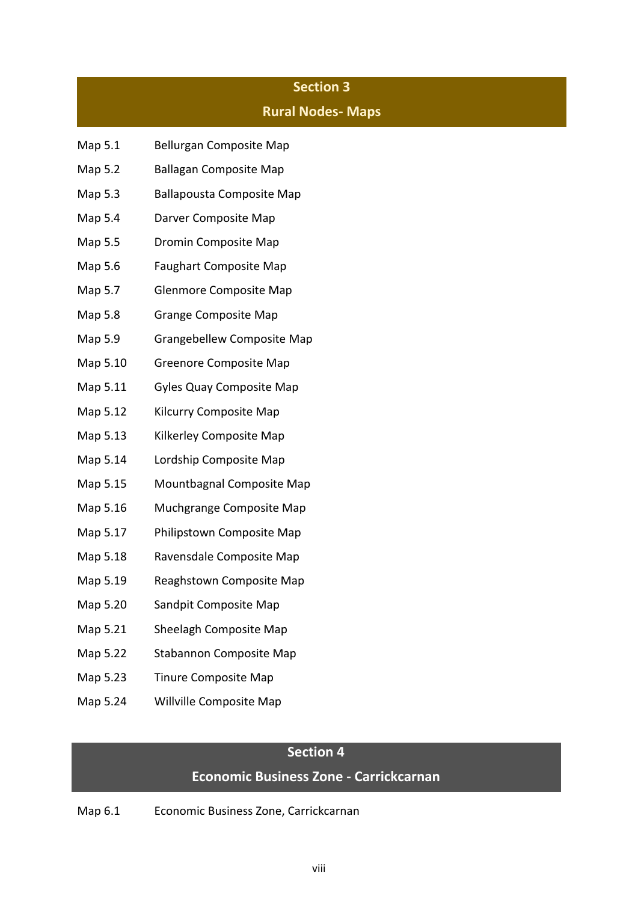## Section 3

## Rural Nodes- Maps

| | |
|---|---|
| Map 5.1 | Bellurgan Composite Map |
| Map 5.2 | Ballagan Composite Map |
| Map 5.3 | Ballapousta Composite Map |
| Map 5.4 | Darver Composite Map |
| Map 5.5 | Dromin Composite Map |
| Map 5.6 | Faughart Composite Map |
| Map 5.7 | Glenmore Composite Map |
| Map 5.8 | Grange Composite Map |
| Map 5.9 | Grangebellew Composite Map |
| Map 5.10 | Greenore Composite Map |
| Map 5.11 | Gyles Quay Composite Map |
| Map 5.12 | Kilcurry Composite Map |
| Map 5.13 | Kilkerley Composite Map |
| Map 5.14 | Lordship Composite Map |
| Map 5.15 | Mountbagnal Composite Map |
| Map 5.16 | Muchgrange Composite Map |
| Map 5.17 | Philipstown Composite Map |
| Map 5.18 | Ravensdale Composite Map |
| Map 5.19 | Reaghstown Composite Map |
| Map 5.20 | Sandpit Composite Map |
| Map 5.21 | Sheelagh Composite Map |
| Map 5.22 | Stabannon Composite Map |
| Map 5.23 | Tinure Composite Map |
| Map 5.24 | Willville Composite Map |

## Section 4

## Economic Business Zone - Carrickcarnan

| | |
|---|---|
| Map 6.1 | Economic Business Zone, Carrickcarnan |